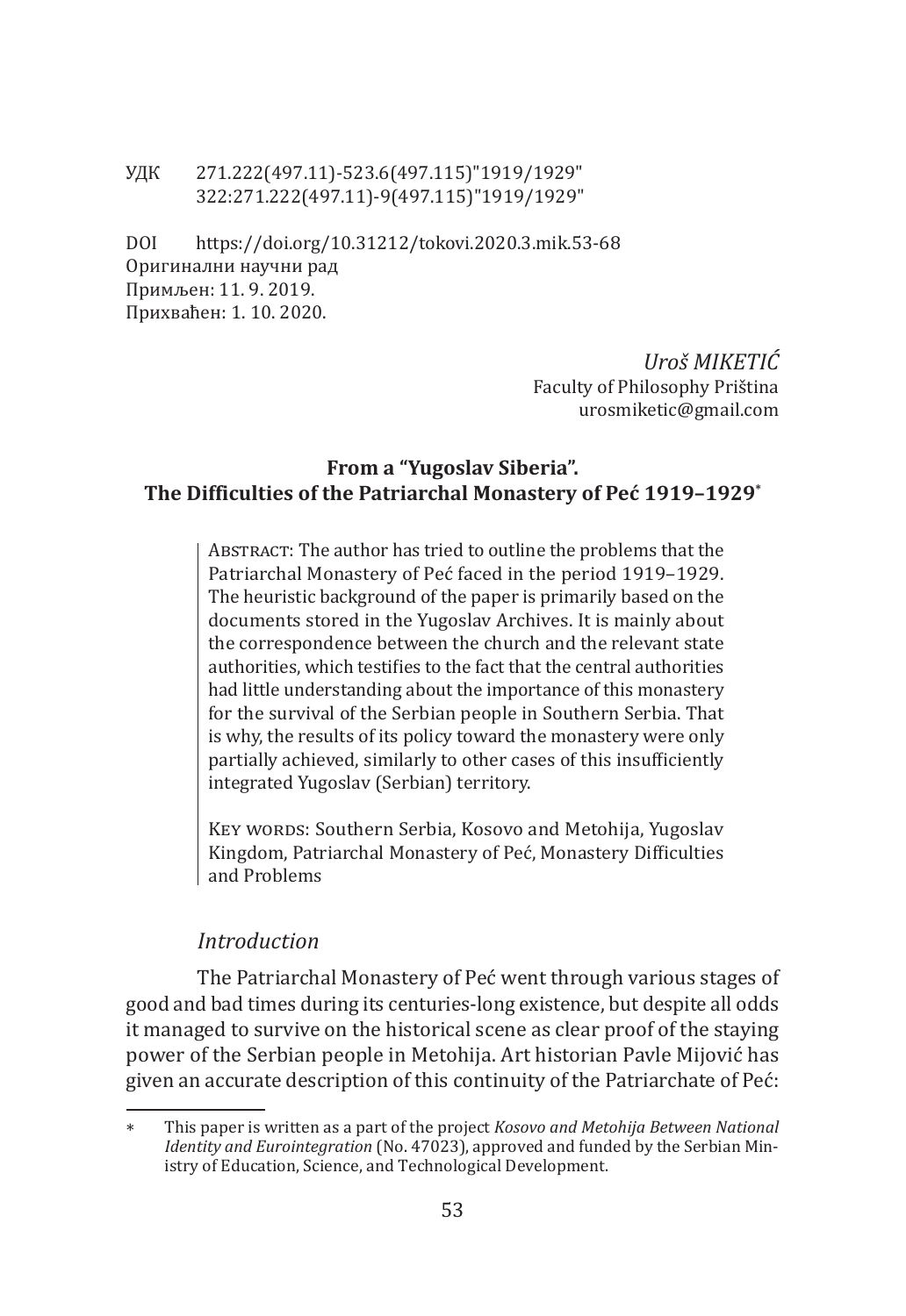УДК 271.222(497.11)-523.6(497.115)"1919/1929"
322:271.222(497.11)-9(497.115)"1919/1929"

DOI https://doi.org/10.31212/tokovi.2020.3.mik.53-68
Оригинални научни рад
Примљен: 11. 9. 2019.
Прихваћен: 1. 10. 2020.

*Uroš MIKETIĆ*
Faculty of Philosophy Priština
urosmiketic@gmail.com

## From a "Yugoslav Siberia". The Difficulties of the Patriarchal Monastery of Peć 1919–1929*

ABSTRACT: The author has tried to outline the problems that the Patriarchal Monastery of Peć faced in the period 1919–1929. The heuristic background of the paper is primarily based on the documents stored in the Yugoslav Archives. It is mainly about the correspondence between the church and the relevant state authorities, which testifies to the fact that the central authorities had little understanding about the importance of this monastery for the survival of the Serbian people in Southern Serbia. That is why, the results of its policy toward the monastery were only partially achieved, similarly to other cases of this insufficiently integrated Yugoslav (Serbian) territory.

KEY WORDS: Southern Serbia, Kosovo and Metohija, Yugoslav Kingdom, Patriarchal Monastery of Peć, Monastery Difficulties and Problems

### *Introduction*

The Patriarchal Monastery of Peć went through various stages of good and bad times during its centuries-long existence, but despite all odds it managed to survive on the historical scene as clear proof of the staying power of the Serbian people in Metohija. Art historian Pavle Mijović has given an accurate description of this continuity of the Patriarchate of Peć:

---

* This paper is written as a part of the project *Kosovo and Metohija Between National Identity and Eurointegration* (No. 47023), approved and funded by the Serbian Ministry of Education, Science, and Technological Development.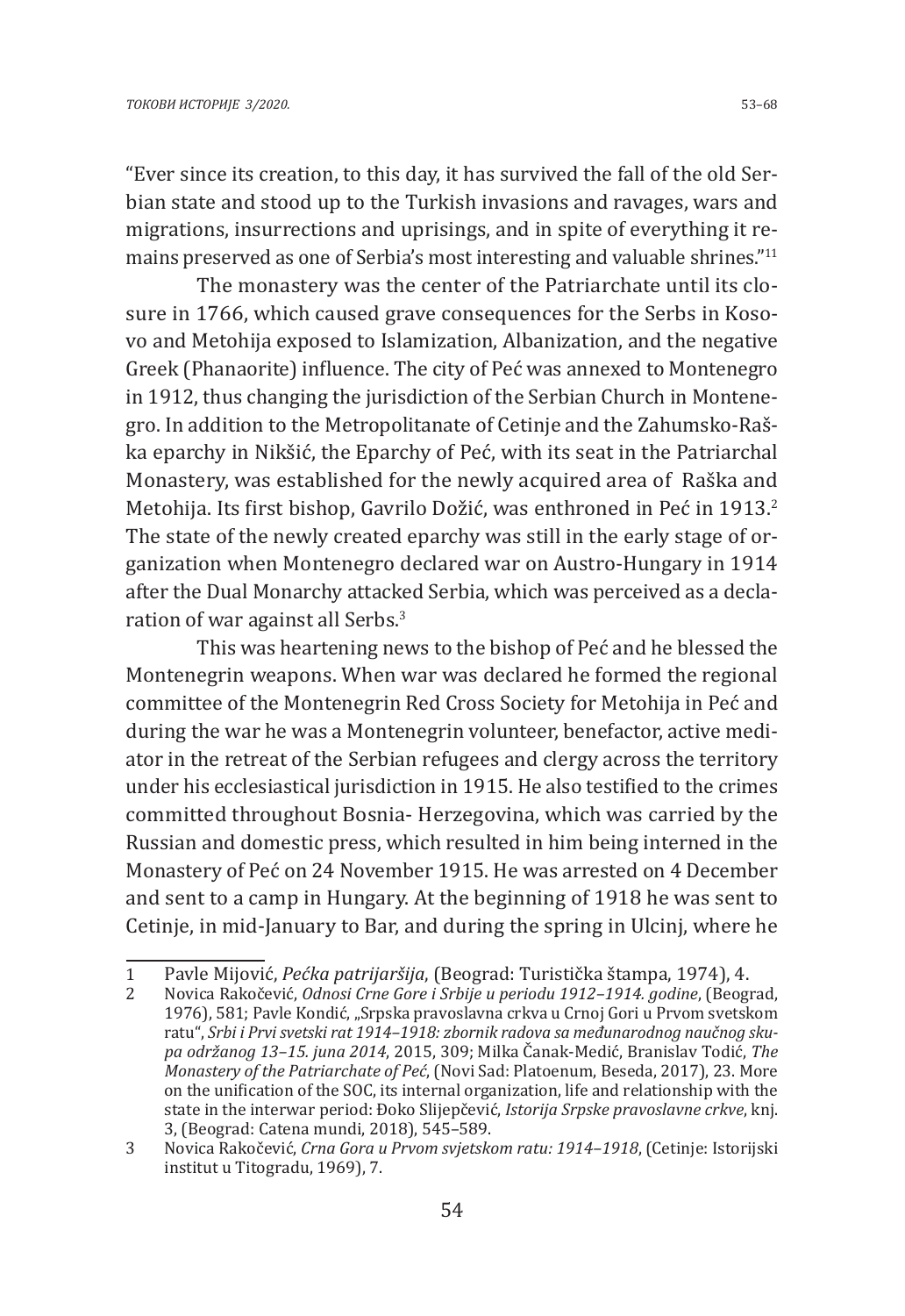"Ever since its creation, to this day, it has survived the fall of the old Serbian state and stood up to the Turkish invasions and ravages, wars and migrations, insurrections and uprisings, and in spite of everything it remains preserved as one of Serbia's most interesting and valuable shrines."[11]

The monastery was the center of the Patriarchate until its closure in 1766, which caused grave consequences for the Serbs in Kosovo and Metohija exposed to Islamization, Albanization, and the negative Greek (Phanaorite) influence. The city of Peć was annexed to Montenegro in 1912, thus changing the jurisdiction of the Serbian Church in Montenegro. In addition to the Metropolitanate of Cetinje and the Zahumsko-Raška eparchy in Nikšić, the Eparchy of Peć, with its seat in the Patriarchal Monastery, was established for the newly acquired area of Raška and Metohija. Its first bishop, Gavrilo Dožić, was enthroned in Peć in 1913.[2] The state of the newly created eparchy was still in the early stage of organization when Montenegro declared war on Austro-Hungary in 1914 after the Dual Monarchy attacked Serbia, which was perceived as a declaration of war against all Serbs.[3]

This was heartening news to the bishop of Peć and he blessed the Montenegrin weapons. When war was declared he formed the regional committee of the Montenegrin Red Cross Society for Metohija in Peć and during the war he was a Montenegrin volunteer, benefactor, active mediator in the retreat of the Serbian refugees and clergy across the territory under his ecclesiastical jurisdiction in 1915. He also testified to the crimes committed throughout Bosnia- Herzegovina, which was carried by the Russian and domestic press, which resulted in him being interned in the Monastery of Peć on 24 November 1915. He was arrested on 4 December and sent to a camp in Hungary. At the beginning of 1918 he was sent to Cetinje, in mid-January to Bar, and during the spring in Ulcinj, where he

---

1 Pavle Mijović, *Pećka patrijaršija*, (Beograd: Turistička štampa, 1974), 4.

2 Novica Rakočević, *Odnosi Crne Gore i Srbije u periodu 1912–1914. godine*, (Beograd, 1976), 581; Pavle Kondić, „Srpska pravoslavna crkva u Crnoj Gori u Prvom svetskom ratu", *Srbi i Prvi svetski rat 1914–1918: zbornik radova sa međunarodnog naučnog skupa održanog 13–15. juna 2014*, 2015, 309; Milka Čanak-Medić, Branislav Todić, *The Monastery of the Patriarchate of Peć*, (Novi Sad: Platoenum, Beseda, 2017), 23. More on the unification of the SOC, its internal organization, life and relationship with the state in the interwar period: Đoko Slijepčević, *Istorija Srpske pravoslavne crkve*, knj. 3, (Beograd: Catena mundi, 2018), 545–589.

3 Novica Rakočević, *Crna Gora u Prvom svjetskom ratu: 1914–1918*, (Cetinje: Istorijski institut u Titogradu, 1969), 7.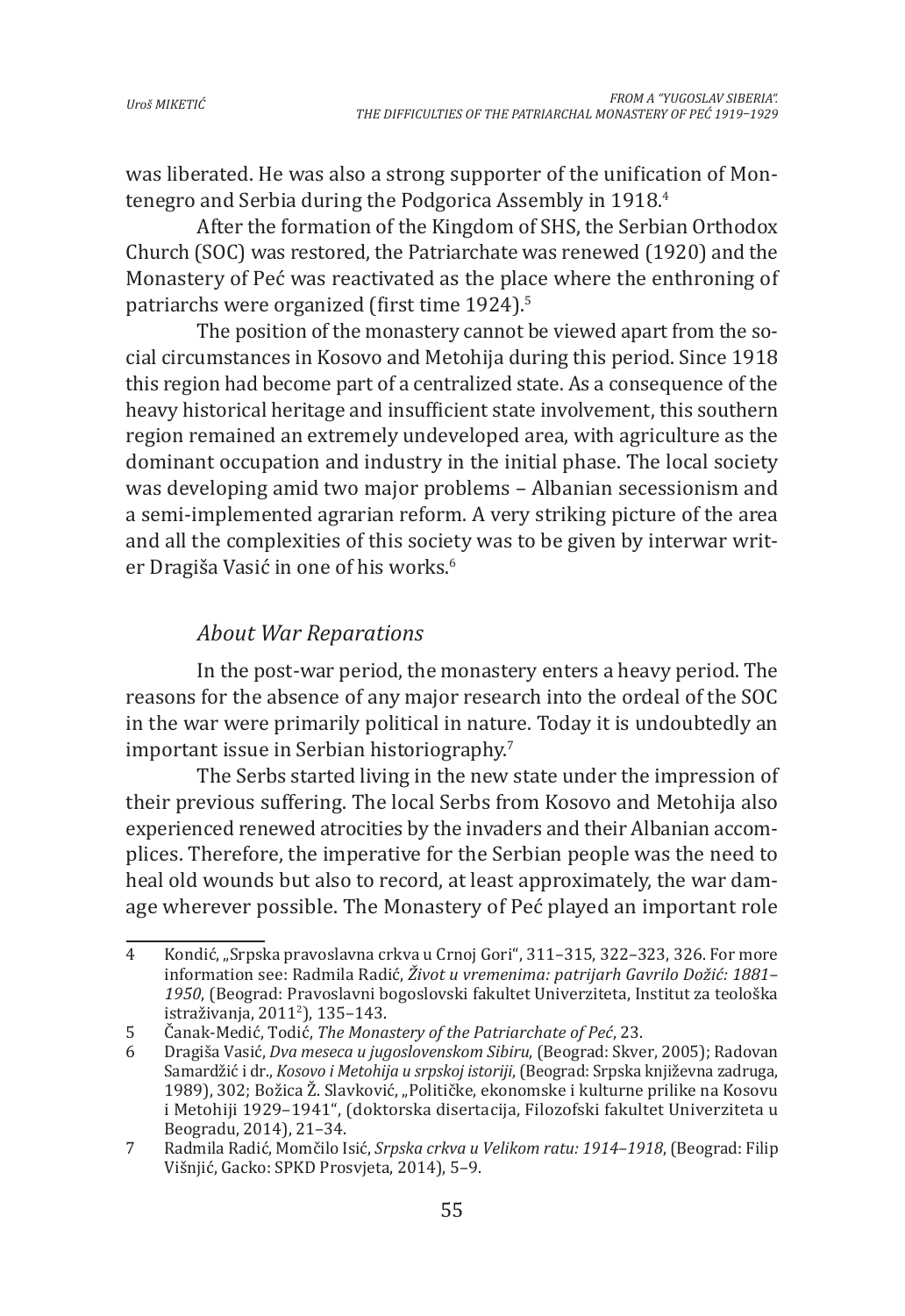was liberated. He was also a strong supporter of the unification of Montenegro and Serbia during the Podgorica Assembly in 1918.[4]

After the formation of the Kingdom of SHS, the Serbian Orthodox Church (SOC) was restored, the Patriarchate was renewed (1920) and the Monastery of Peć was reactivated as the place where the enthroning of patriarchs were organized (first time 1924).[5]

The position of the monastery cannot be viewed apart from the social circumstances in Kosovo and Metohija during this period. Since 1918 this region had become part of a centralized state. As a consequence of the heavy historical heritage and insufficient state involvement, this southern region remained an extremely undeveloped area, with agriculture as the dominant occupation and industry in the initial phase. The local society was developing amid two major problems – Albanian secessionism and a semi-implemented agrarian reform. A very striking picture of the area and all the complexities of this society was to be given by interwar writer Dragiša Vasić in one of his works.[6]

### *About War Reparations*

In the post-war period, the monastery enters a heavy period. The reasons for the absence of any major research into the ordeal of the SOC in the war were primarily political in nature. Today it is undoubtedly an important issue in Serbian historiography.[7]

The Serbs started living in the new state under the impression of their previous suffering. The local Serbs from Kosovo and Metohija also experienced renewed atrocities by the invaders and their Albanian accomplices. Therefore, the imperative for the Serbian people was the need to heal old wounds but also to record, at least approximately, the war damage wherever possible. The Monastery of Peć played an important role

---

4 Kondić, „Srpska pravoslavna crkva u Crnoj Gori", 311–315, 322–323, 326. For more information see: Radmila Radić, *Život u vremenima: patrijarh Gavrilo Dožić: 1881–1950*, (Beograd: Pravoslavni bogoslovni fakultet Univerziteta, Institut za teološka istraživanja, 2011[2]), 135–143.

5 Čanak-Medić, Todić, *The Monastery of the Patriarchate of Peć*, 23.

6 Dragiša Vasić, *Dva meseca u jugoslovenskom Sibiru*, (Beograd: Skver, 2005); Radovan Samardžić i dr., *Kosovo i Metohija u srpskoj istoriji*, (Beograd: Srpska književna zadruga, 1989), 302; Božica Ž. Slavković, „Političke, ekonomske i kulturne prilike na Kosovu i Metohiji 1929–1941", (doktorska disertacija, Filozofski fakultet Univerziteta u Beogradu, 2014), 21–34.

7 Radmila Radić, Momčilo Isić, *Srpska crkva u Velikom ratu: 1914–1918*, (Beograd: Filip Višnjić, Gacko: SPKD Prosvjeta, 2014), 5–9.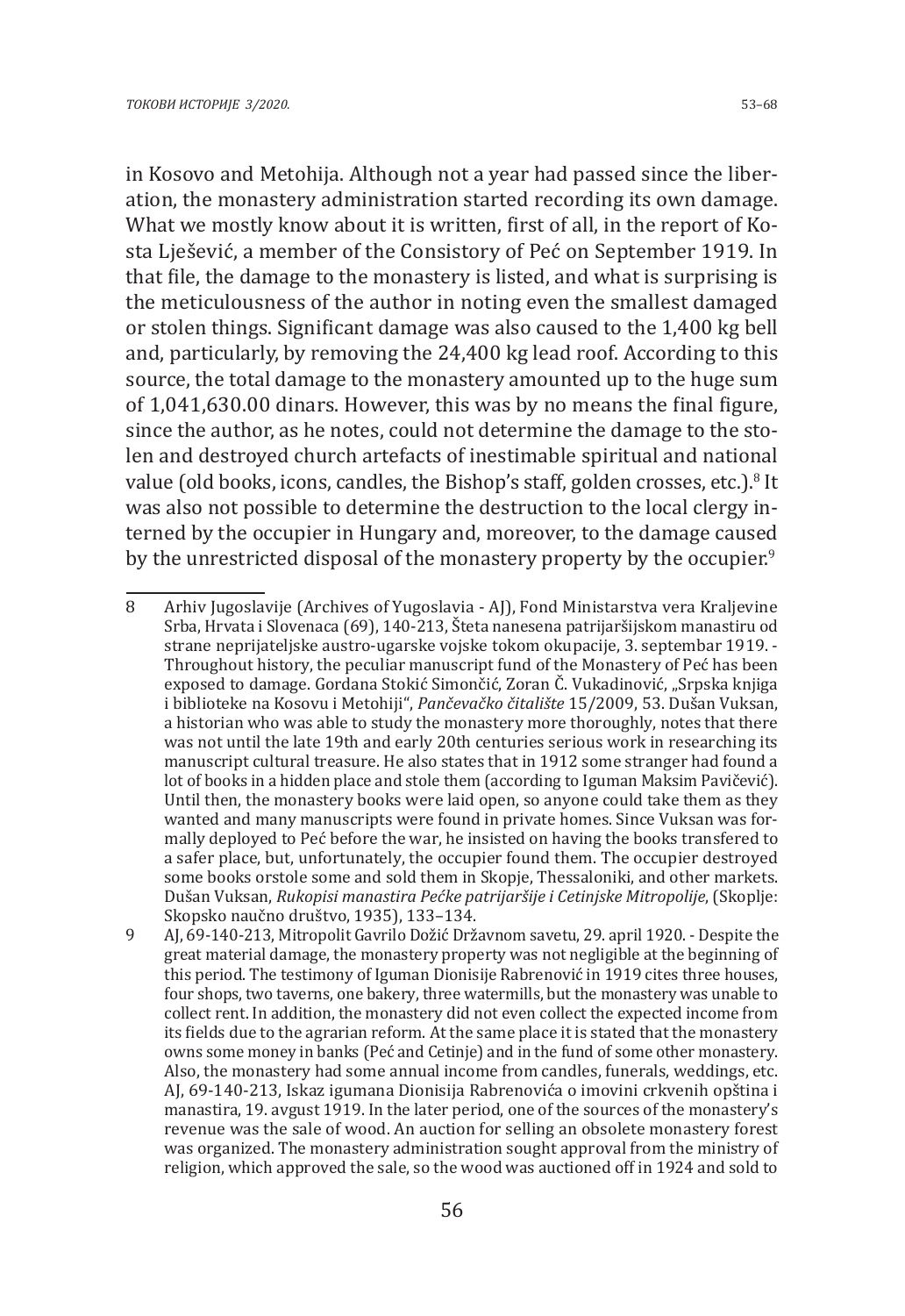in Kosovo and Metohija. Although not a year had passed since the liberation, the monastery administration started recording its own damage. What we mostly know about it is written, first of all, in the report of Kosta Lješević, a member of the Consistory of Peć on September 1919. In that file, the damage to the monastery is listed, and what is surprising is the meticulousness of the author in noting even the smallest damaged or stolen things. Significant damage was also caused to the 1,400 kg bell and, particularly, by removing the 24,400 kg lead roof. According to this source, the total damage to the monastery amounted up to the huge sum of 1,041,630.00 dinars. However, this was by no means the final figure, since the author, as he notes, could not determine the damage to the stolen and destroyed church artefacts of inestimable spiritual and national value (old books, icons, candles, the Bishop's staff, golden crosses, etc.).[8] It was also not possible to determine the destruction to the local clergy interned by the occupier in Hungary and, moreover, to the damage caused by the unrestricted disposal of the monastery property by the occupier.[9]

---

8 Arhiv Jugoslavije (Archives of Yugoslavia - AJ), Fond Ministarstva vera Kraljevine Srba, Hrvata i Slovenaca (69), 140-213, Šteta nanesena patrijaršijskom manastiru od strane neprijateljske austro-ugarske vojske tokom okupacije, 3. septembar 1919. - Throughout history, the peculiar manuscript fund of the Monastery of Peć has been exposed to damage. Gordana Stokić Simončić, Zoran Č. Vukadinović, „Srpska knjiga i biblioteke na Kosovu i Metohiji", *Pančevačko čitalište* 15/2009, 53. Dušan Vuksan, a historian who was able to study the monastery more thoroughly, notes that there was not until the late 19th and early 20th centuries serious work in researching its manuscript cultural treasure. He also states that in 1912 some stranger had found a lot of books in a hidden place and stole them (according to Iguman Maksim Pavičević). Until then, the monastery books were laid open, so anyone could take them as they wanted and many manuscripts were found in private homes. Since Vuksan was formally deployed to Peć before the war, he insisted on having the books transfered to a safer place, but, unfortunately, the occupier found them. The occupier destroyed some books orstole some and sold them in Skopje, Thessaloniki, and other markets. Dušan Vuksan, *Rukopisi manastira Pećke patrijaršije i Cetinjske Mitropolije*, (Skoplje: Skopsko naučno društvo, 1935), 133–134.

9 AJ, 69-140-213, Mitropolit Gavrilo Dožić Državnom savetu, 29. april 1920. - Despite the great material damage, the monastery property was not negligible at the beginning of this period. The testimony of Iguman Dionisije Rabrenović in 1919 cites three houses, four shops, two taverns, one bakery, three watermills, but the monastery was unable to collect rent. In addition, the monastery did not even collect the expected income from its fields due to the agrarian reform. At the same place it is stated that the monastery owns some money in banks (Peć and Cetinje) and in the fund of some other monastery. Also, the monastery had some annual income from candles, funerals, weddings, etc. AJ, 69-140-213, Iskaz igumana Dionisija Rabrenovića o imovini crkvenih opština i manastira, 19. avgust 1919. In the later period, one of the sources of the monastery's revenue was the sale of wood. An auction for selling an obsolete monastery forest was organized. The monastery administration sought approval from the ministry of religion, which approved the sale, so the wood was auctioned off in 1924 and sold to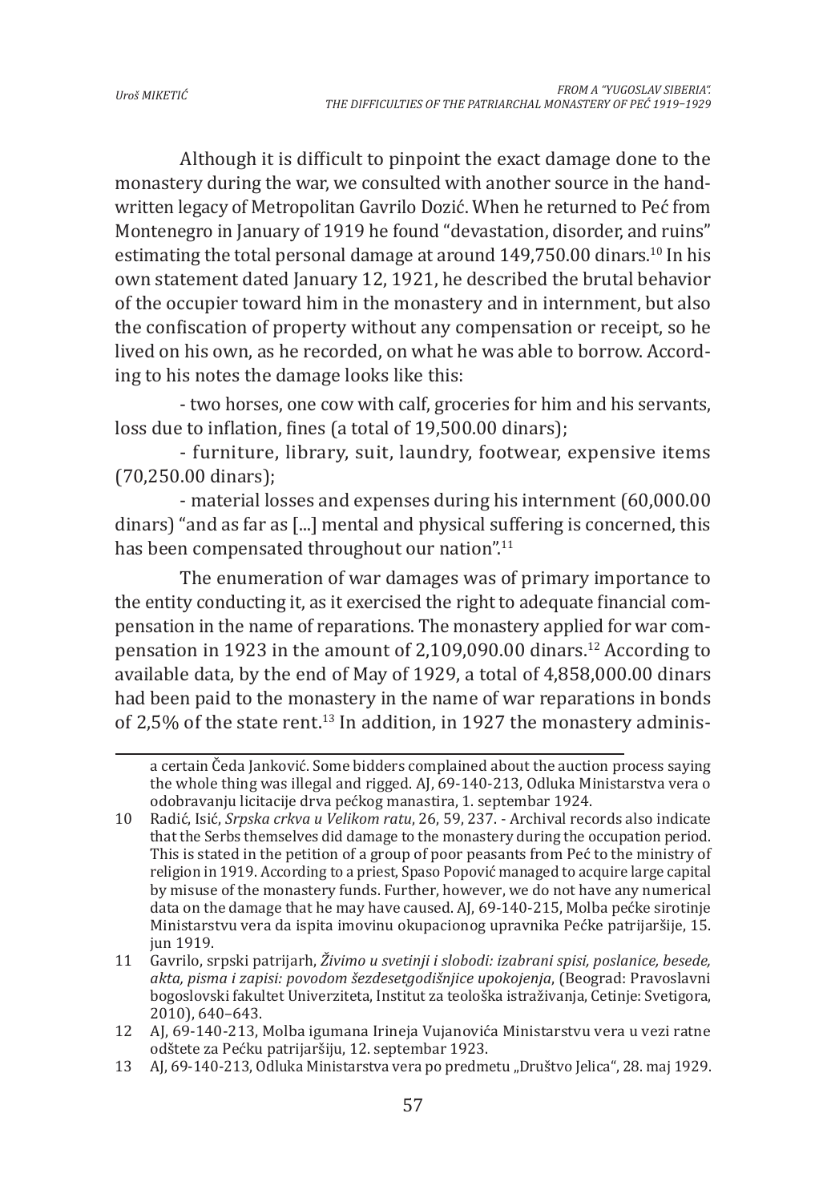Although it is difficult to pinpoint the exact damage done to the monastery during the war, we consulted with another source in the handwritten legacy of Metropolitan Gavrilo Dozić. When he returned to Peć from Montenegro in January of 1919 he found "devastation, disorder, and ruins" estimating the total personal damage at around 149,750.00 dinars.[10] In his own statement dated January 12, 1921, he described the brutal behavior of the occupier toward him in the monastery and in internment, but also the confiscation of property without any compensation or receipt, so he lived on his own, as he recorded, on what he was able to borrow. According to his notes the damage looks like this:

- two horses, one cow with calf, groceries for him and his servants, loss due to inflation, fines (a total of 19,500.00 dinars);
- furniture, library, suit, laundry, footwear, expensive items (70,250.00 dinars);
- material losses and expenses during his internment (60,000.00 dinars) "and as far as [...] mental and physical suffering is concerned, this has been compensated throughout our nation".[11]

The enumeration of war damages was of primary importance to the entity conducting it, as it exercised the right to adequate financial compensation in the name of reparations. The monastery applied for war compensation in 1923 in the amount of 2,109,090.00 dinars.[12] According to available data, by the end of May of 1929, a total of 4,858,000.00 dinars had been paid to the monastery in the name of war reparations in bonds of 2,5% of the state rent.[13] In addition, in 1927 the monastery adminis-

---

a certain Čeda Janković. Some bidders complained about the auction process saying the whole thing was illegal and rigged. AJ, 69-140-213, Odluka Ministarstva vera o odobravanju licitacije drva pećkog manastira, 1. septembar 1924.

10 Radić, Isić, *Srpska crkva u Velikom ratu*, 26, 59, 237. - Archival records also indicate that the Serbs themselves did damage to the monastery during the occupation period. This is stated in the petition of a group of poor peasants from Peć to the ministry of religion in 1919. According to a priest, Spaso Popović managed to acquire large capital by misuse of the monastery funds. Further, however, we do not have any numerical data on the damage that he may have caused. AJ, 69-140-215, Molba pećke sirotinje Ministarstvu vera da ispita imovinu okupacionog upravnika Pećke patrijaršije, 15. jun 1919.

11 Gavrilo, srpski patrijarh, *Živimo u svetinji i slobodi: izabrani spisi, poslanice, besede, akta, pisma i zapisi: povodom šezdesetgodišnjice upokojenja*, (Beograd: Pravoslavni bogoslovski fakultet Univerziteta, Institut za teološka istraživanja, Cetinje: Svetigora, 2010), 640–643.

12 AJ, 69-140-213, Molba igumana Irineja Vujanovića Ministarstvu vera u vezi ratne odštete za Pećku patrijaršiju, 12. septembar 1923.

13 AJ, 69-140-213, Odluka Ministarstva vera po predmetu „Društvo Jelica", 28. maj 1929.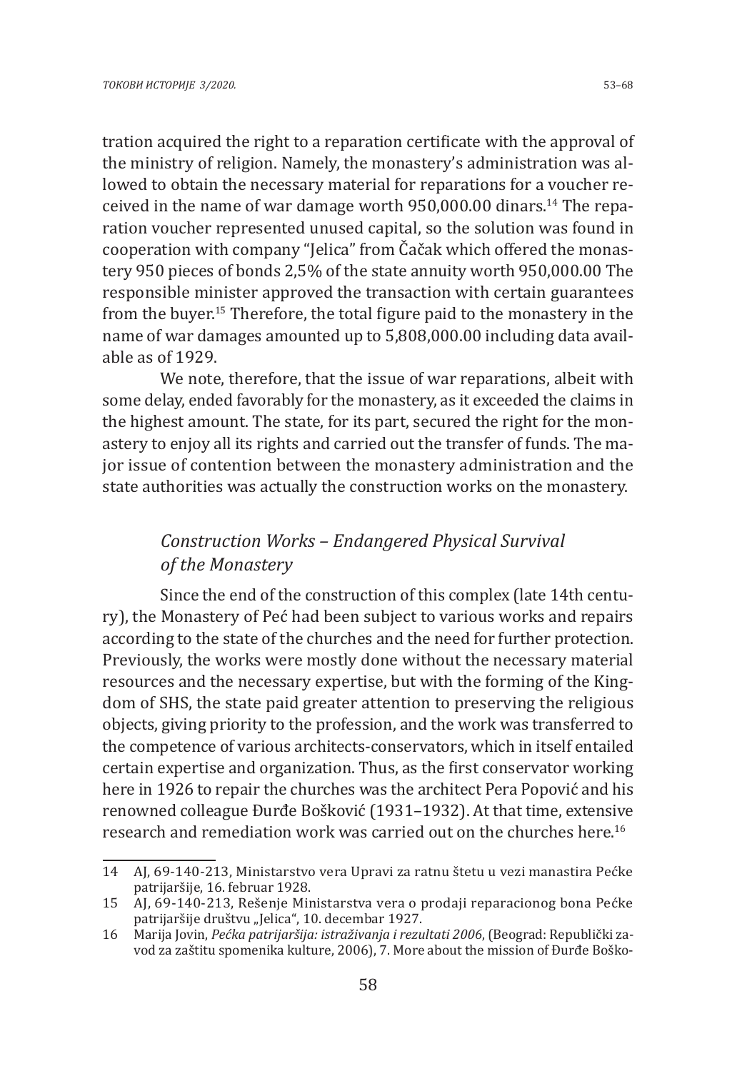tration acquired the right to a reparation certificate with the approval of the ministry of religion. Namely, the monastery's administration was allowed to obtain the necessary material for reparations for a voucher received in the name of war damage worth 950,000.00 dinars.[14] The reparation voucher represented unused capital, so the solution was found in cooperation with company "Jelica" from Čačak which offered the monastery 950 pieces of bonds 2,5% of the state annuity worth 950,000.00 The responsible minister approved the transaction with certain guarantees from the buyer.[15] Therefore, the total figure paid to the monastery in the name of war damages amounted up to 5,808,000.00 including data available as of 1929.

We note, therefore, that the issue of war reparations, albeit with some delay, ended favorably for the monastery, as it exceeded the claims in the highest amount. The state, for its part, secured the right for the monastery to enjoy all its rights and carried out the transfer of funds. The major issue of contention between the monastery administration and the state authorities was actually the construction works on the monastery.

## *Construction Works – Endangered Physical Survival of the Monastery*

Since the end of the construction of this complex (late 14th century), the Monastery of Peć had been subject to various works and repairs according to the state of the churches and the need for further protection. Previously, the works were mostly done without the necessary material resources and the necessary expertise, but with the forming of the Kingdom of SHS, the state paid greater attention to preserving the religious objects, giving priority to the profession, and the work was transferred to the competence of various architects-conservators, which in itself entailed certain expertise and organization. Thus, as the first conservator working here in 1926 to repair the churches was the architect Pera Popović and his renowned colleague Đurđe Bošković (1931–1932). At that time, extensive research and remediation work was carried out on the churches here.[16]

---

14 AJ, 69-140-213, Ministarstvo vera Upravi za ratnu štetu u vezi manastira Pećke patrijaršije, 16. februar 1928.

15 AJ, 69-140-213, Rešenje Ministarstva vera o prodaji reparacionog bona Pećke patrijaršije društvu „Jelica", 10. decembar 1927.

16 Marija Jovin, *Pećka patrijaršija: istraživanja i rezultati 2006*, (Beograd: Republički zavod za zaštitu spomenika kulture, 2006), 7. More about the mission of Đurđe Boško-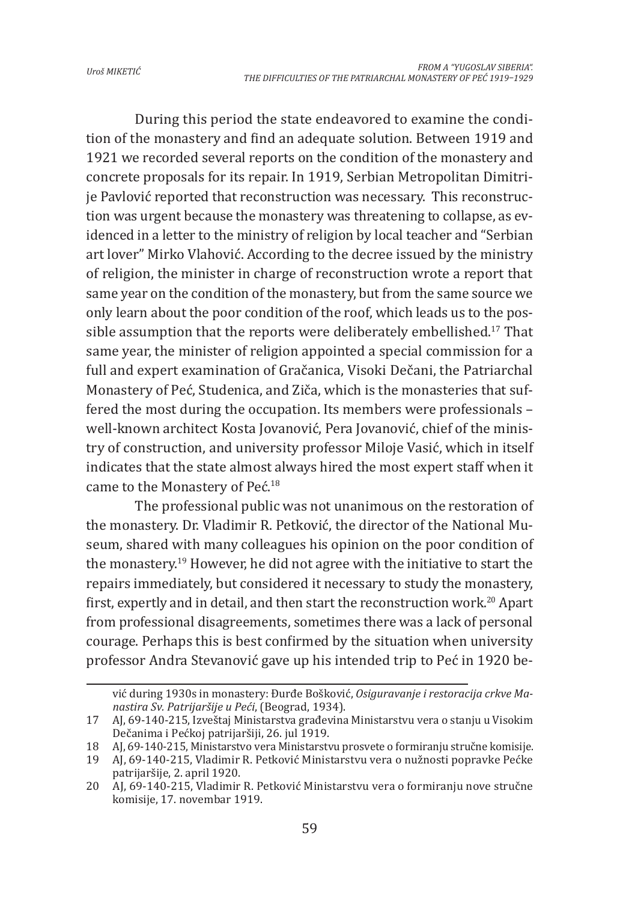During this period the state endeavored to examine the condition of the monastery and find an adequate solution. Between 1919 and 1921 we recorded several reports on the condition of the monastery and concrete proposals for its repair. In 1919, Serbian Metropolitan Dimitrije Pavlović reported that reconstruction was necessary. This reconstruction was urgent because the monastery was threatening to collapse, as evidenced in a letter to the ministry of religion by local teacher and "Serbian art lover" Mirko Vlahović. According to the decree issued by the ministry of religion, the minister in charge of reconstruction wrote a report that same year on the condition of the monastery, but from the same source we only learn about the poor condition of the roof, which leads us to the possible assumption that the reports were deliberately embellished.[17] That same year, the minister of religion appointed a special commission for a full and expert examination of Gračanica, Visoki Dečani, the Patriarchal Monastery of Peć, Studenica, and Ziča, which is the monasteries that suffered the most during the occupation. Its members were professionals – well-known architect Kosta Jovanović, Pera Jovanović, chief of the ministry of construction, and university professor Miloje Vasić, which in itself indicates that the state almost always hired the most expert staff when it came to the Monastery of Peć.[18]

The professional public was not unanimous on the restoration of the monastery. Dr. Vladimir R. Petković, the director of the National Museum, shared with many colleagues his opinion on the poor condition of the monastery.[19] However, he did not agree with the initiative to start the repairs immediately, but considered it necessary to study the monastery, first, expertly and in detail, and then start the reconstruction work.[20] Apart from professional disagreements, sometimes there was a lack of personal courage. Perhaps this is best confirmed by the situation when university professor Andra Stevanović gave up his intended trip to Peć in 1920 be-

vić during 1930s in monastery: Đurđe Bošković, *Osiguravanje i restoracija crkve Manastira Sv. Patrijaršije u Peći*, (Beograd, 1934).

17 AJ, 69-140-215, Izveštaj Ministarstva građevina Ministarstvu vera o stanju u Visokim Dečanima i Pećkoj patrijaršiji, 26. jul 1919.

18 AJ, 69-140-215, Ministarstvo vera Ministarstvu prosvete o formiranju stručne komisije.

19 AJ, 69-140-215, Vladimir R. Petković Ministarstvu vera o nužnosti popravke Pećke patrijaršije, 2. april 1920.

20 AJ, 69-140-215, Vladimir R. Petković Ministarstvu vera o formiranju nove stručne komisije, 17. novembar 1919.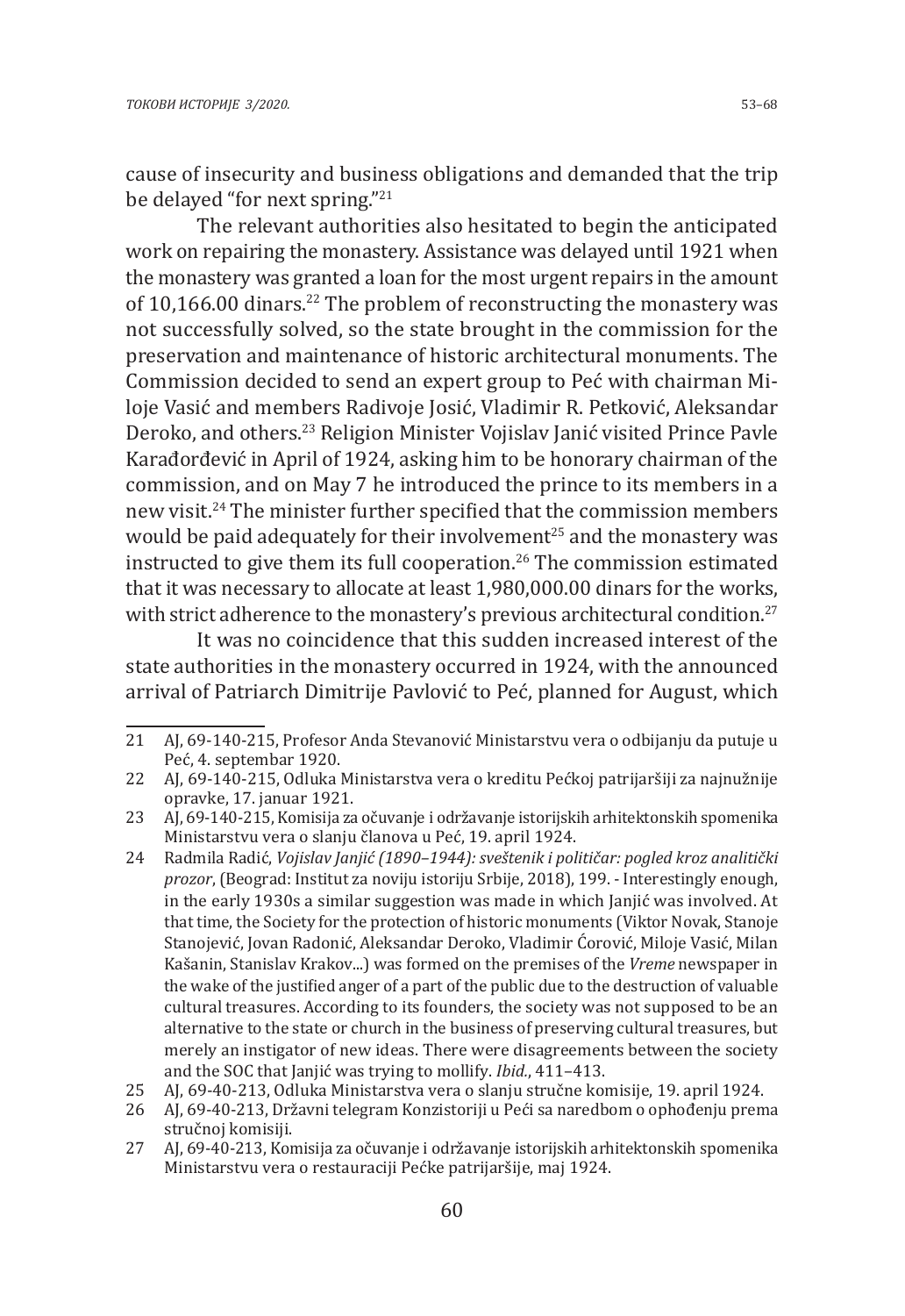cause of insecurity and business obligations and demanded that the trip be delayed "for next spring."[21]

The relevant authorities also hesitated to begin the anticipated work on repairing the monastery. Assistance was delayed until 1921 when the monastery was granted a loan for the most urgent repairs in the amount of 10,166.00 dinars.[22] The problem of reconstructing the monastery was not successfully solved, so the state brought in the commission for the preservation and maintenance of historic architectural monuments. The Commission decided to send an expert group to Peć with chairman Miloje Vasić and members Radivoje Josić, Vladimir R. Petković, Aleksandar Deroko, and others.[23] Religion Minister Vojislav Janić visited Prince Pavle Karađorđević in April of 1924, asking him to be honorary chairman of the commission, and on May 7 he introduced the prince to its members in a new visit.[24] The minister further specified that the commission members would be paid adequately for their involvement[25] and the monastery was instructed to give them its full cooperation.[26] The commission estimated that it was necessary to allocate at least 1,980,000.00 dinars for the works, with strict adherence to the monastery's previous architectural condition.[27]

It was no coincidence that this sudden increased interest of the state authorities in the monastery occurred in 1924, with the announced arrival of Patriarch Dimitrije Pavlović to Peć, planned for August, which

---

21 AJ, 69-140-215, Profesor Anda Stevanović Ministarstvu vera o odbijanju da putuje u Peć, 4. septembar 1920.

22 AJ, 69-140-215, Odluka Ministarstva vera o kreditu Pećkoj patrijaršiji za najnužnije opravke, 17. januar 1921.

23 AJ, 69-140-215, Komisija za očuvanje i održavanje istorijskih arhitektonskih spomenika Ministarstvu vera o slanju članova u Peć, 19. april 1924.

24 Radmila Radić, *Vojislav Janjić (1890–1944): sveštenik i političar: pogled kroz analitički prozor*, (Beograd: Institut za noviju istoriju Srbije, 2018), 199. - Interestingly enough, in the early 1930s a similar suggestion was made in which Janjić was involved. At that time, the Society for the protection of historic monuments (Viktor Novak, Stanoje Stanojević, Jovan Radonić, Aleksandar Deroko, Vladimir Ćorović, Miloje Vasić, Milan Kašanin, Stanislav Krakov...) was formed on the premises of the *Vreme* newspaper in the wake of the justified anger of a part of the public due to the destruction of valuable cultural treasures. According to its founders, the society was not supposed to be an alternative to the state or church in the business of preserving cultural treasures, but merely an instigator of new ideas. There were disagreements between the society and the SOC that Janjić was trying to mollify. *Ibid.*, 411–413.

25 AJ, 69-40-213, Odluka Ministarstva vera o slanju stručne komisije, 19. april 1924.

26 AJ, 69-40-213, Državni telegram Konzistoriji u Peći sa naredbom o ophođenju prema stručnoj komisiji.

27 AJ, 69-40-213, Komisija za očuvanje i održavanje istorijskih arhitektonskih spomenika Ministarstvu vera o restauraciji Pećke patrijaršije, maj 1924.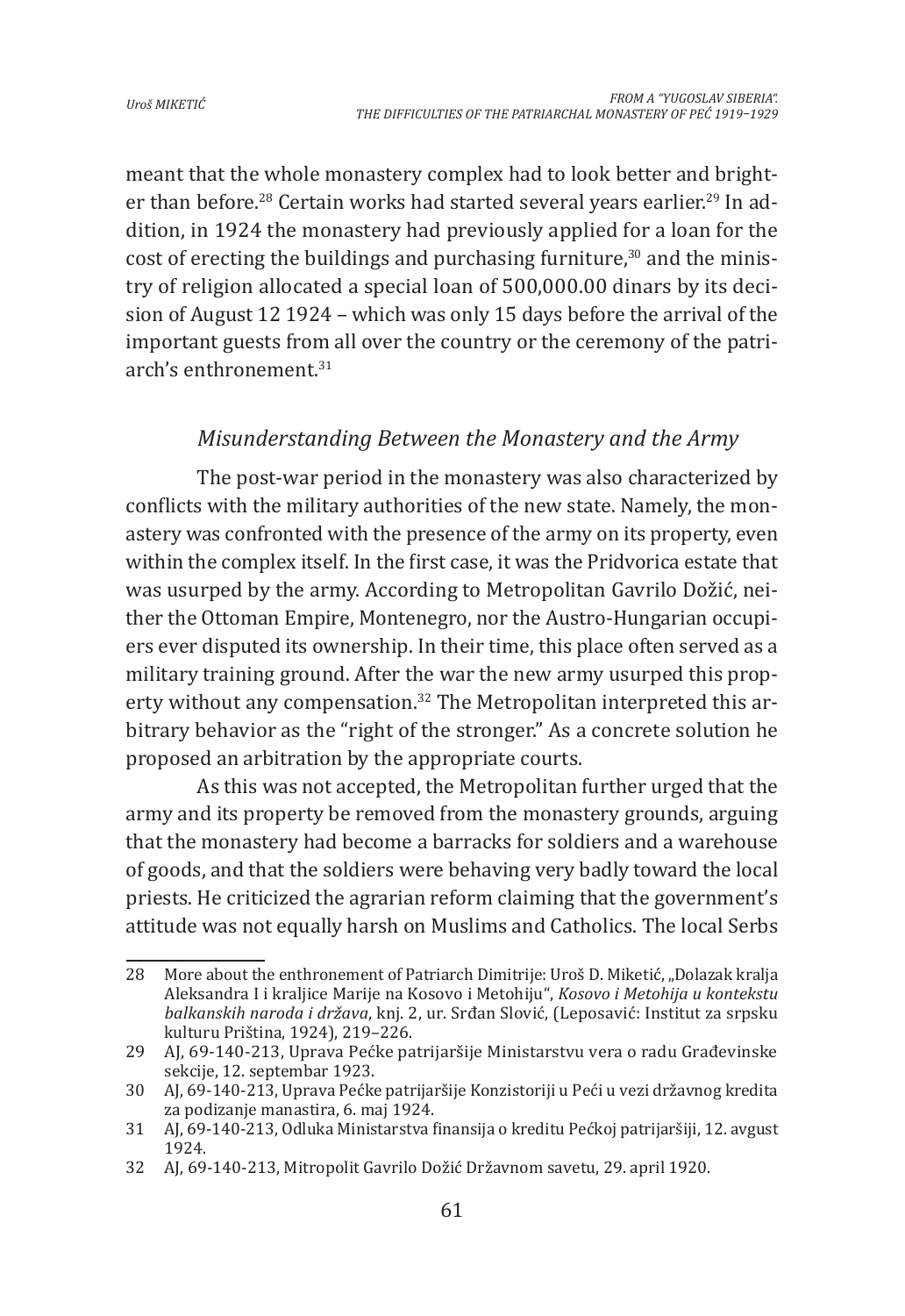meant that the whole monastery complex had to look better and brighter than before.[28] Certain works had started several years earlier.[29] In addition, in 1924 the monastery had previously applied for a loan for the cost of erecting the buildings and purchasing furniture,[30] and the ministry of religion allocated a special loan of 500,000.00 dinars by its decision of August 12 1924 – which was only 15 days before the arrival of the important guests from all over the country or the ceremony of the patriarch's enthronement.[31]

### *Misunderstanding Between the Monastery and the Army*

The post-war period in the monastery was also characterized by conflicts with the military authorities of the new state. Namely, the monastery was confronted with the presence of the army on its property, even within the complex itself. In the first case, it was the Pridvorica estate that was usurped by the army. According to Metropolitan Gavrilo Dožić, neither the Ottoman Empire, Montenegro, nor the Austro-Hungarian occupiers ever disputed its ownership. In their time, this place often served as a military training ground. After the war the new army usurped this property without any compensation.[32] The Metropolitan interpreted this arbitrary behavior as the "right of the stronger." As a concrete solution he proposed an arbitration by the appropriate courts.

As this was not accepted, the Metropolitan further urged that the army and its property be removed from the monastery grounds, arguing that the monastery had become a barracks for soldiers and a warehouse of goods, and that the soldiers were behaving very badly toward the local priests. He criticized the agrarian reform claiming that the government's attitude was not equally harsh on Muslims and Catholics. The local Serbs

---

28 More about the enthronement of Patriarch Dimitrije: Uroš D. Miketić, „Dolazak kralja Aleksandra I i kraljice Marije na Kosovo i Metohiju", *Kosovo i Metohija u kontekstu balkanskih naroda i država*, knj. 2, ur. Srđan Slović, (Leposavić: Institut za srpsku kulturu Priština, 1924), 219–226.

29 AJ, 69-140-213, Uprava Pećke patrijaršije Ministarstvu vera o radu Građevinske sekcije, 12. septembar 1923.

30 AJ, 69-140-213, Uprava Pećke patrijaršije Konzistoriji u Peći u vezi državnog kredita za podizanje manastira, 6. maj 1924.

31 AJ, 69-140-213, Odluka Ministarstva finansija o kreditu Pećkoj patrijaršiji, 12. avgust 1924.

32 AJ, 69-140-213, Mitropolit Gavrilo Dožić Državnom savetu, 29. april 1920.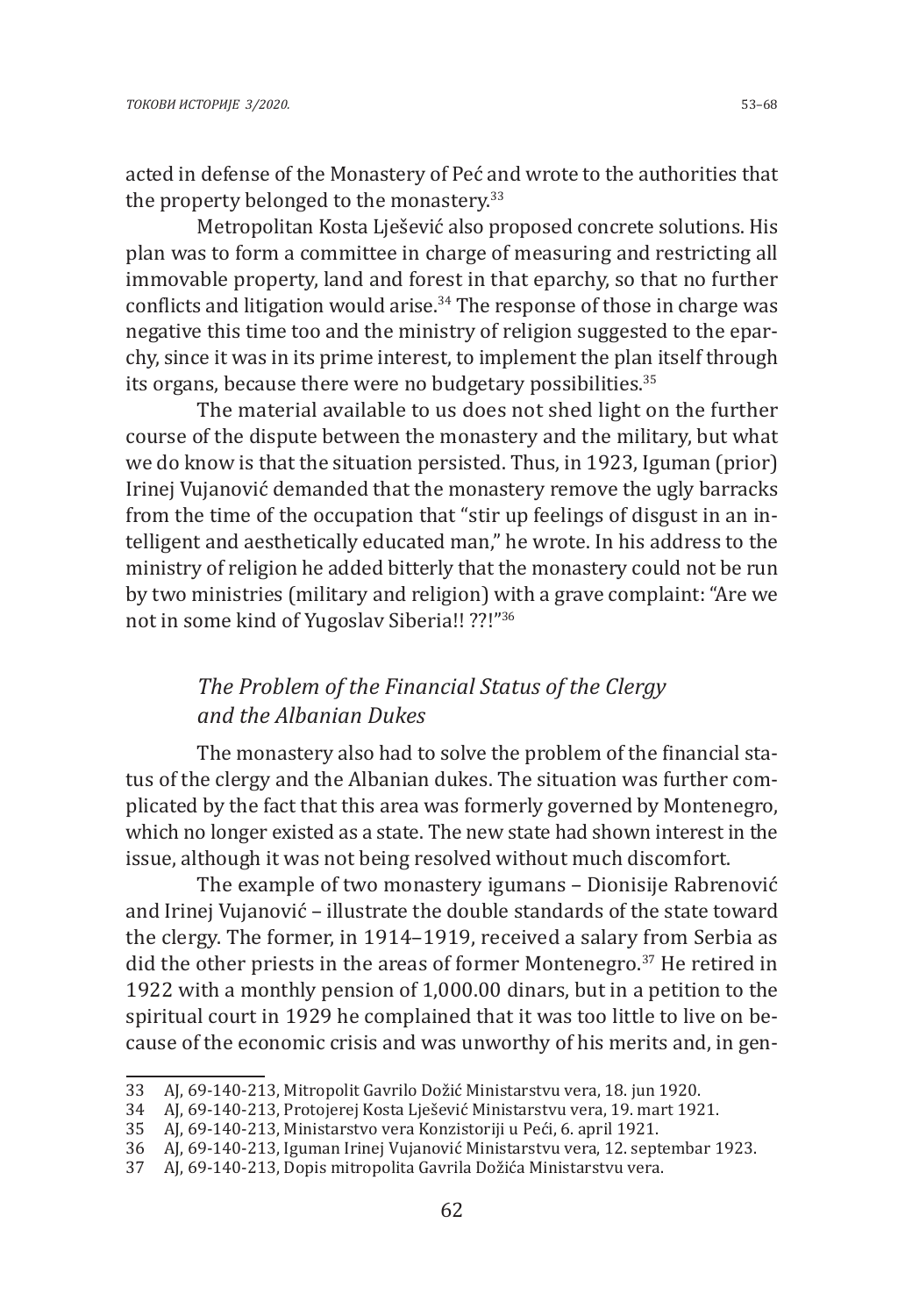acted in defense of the Monastery of Peć and wrote to the authorities that the property belonged to the monastery.[33]

Metropolitan Kosta Lješević also proposed concrete solutions. His plan was to form a committee in charge of measuring and restricting all immovable property, land and forest in that eparchy, so that no further conflicts and litigation would arise.[34] The response of those in charge was negative this time too and the ministry of religion suggested to the eparchy, since it was in its prime interest, to implement the plan itself through its organs, because there were no budgetary possibilities.[35]

The material available to us does not shed light on the further course of the dispute between the monastery and the military, but what we do know is that the situation persisted. Thus, in 1923, Iguman (prior) Irinej Vujanović demanded that the monastery remove the ugly barracks from the time of the occupation that "stir up feelings of disgust in an intelligent and aesthetically educated man," he wrote. In his address to the ministry of religion he added bitterly that the monastery could not be run by two ministries (military and religion) with a grave complaint: "Are we not in some kind of Yugoslav Siberia!! ??!"[36]

### *The Problem of the Financial Status of the Clergy and the Albanian Dukes*

The monastery also had to solve the problem of the financial status of the clergy and the Albanian dukes. The situation was further complicated by the fact that this area was formerly governed by Montenegro, which no longer existed as a state. The new state had shown interest in the issue, although it was not being resolved without much discomfort.

The example of two monastery igumans – Dionisije Rabrenović and Irinej Vujanović – illustrate the double standards of the state toward the clergy. The former, in 1914–1919, received a salary from Serbia as did the other priests in the areas of former Montenegro.[37] He retired in 1922 with a monthly pension of 1,000.00 dinars, but in a petition to the spiritual court in 1929 he complained that it was too little to live on because of the economic crisis and was unworthy of his merits and, in gen-

---

33 AJ, 69-140-213, Mitropolit Gavrilo Dožić Ministarstvu vera, 18. jun 1920.

34 AJ, 69-140-213, Protojerej Kosta Lješević Ministarstvu vera, 19. mart 1921.

35 AJ, 69-140-213, Ministarstvo vera Konzistoriji u Peći, 6. april 1921.

36 AJ, 69-140-213, Iguman Irinej Vujanović Ministarstvu vera, 12. septembar 1923.

37 AJ, 69-140-213, Dopis mitropolita Gavrila Dožića Ministarstvu vera.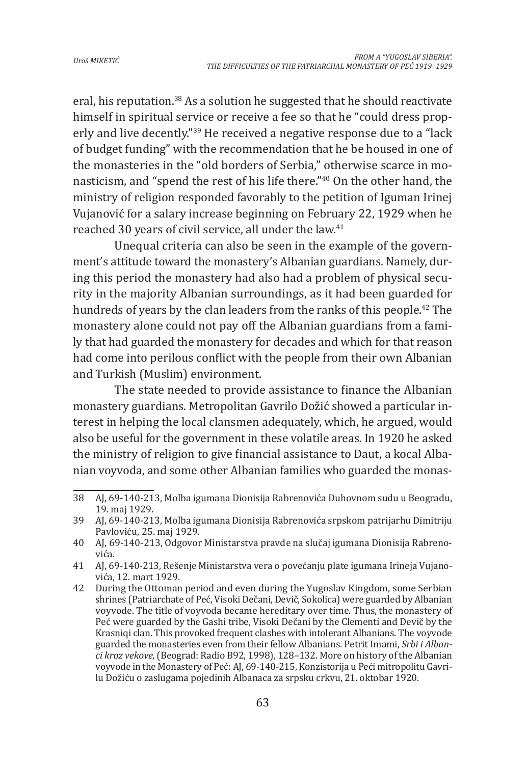eral, his reputation.[38] As a solution he suggested that he should reactivate himself in spiritual service or receive a fee so that he "could dress properly and live decently."[39] He received a negative response due to a "lack of budget funding" with the recommendation that he be housed in one of the monasteries in the "old borders of Serbia," otherwise scarce in monasticism, and "spend the rest of his life there."[40] On the other hand, the ministry of religion responded favorably to the petition of Iguman Irinej Vujanović for a salary increase beginning on February 22, 1929 when he reached 30 years of civil service, all under the law.[41]

Unequal criteria can also be seen in the example of the government's attitude toward the monastery's Albanian guardians. Namely, during this period the monastery had also had a problem of physical security in the majority Albanian surroundings, as it had been guarded for hundreds of years by the clan leaders from the ranks of this people.[42] The monastery alone could not pay off the Albanian guardians from a family that had guarded the monastery for decades and which for that reason had come into perilous conflict with the people from their own Albanian and Turkish (Muslim) environment.

The state needed to provide assistance to finance the Albanian monastery guardians. Metropolitan Gavrilo Dožić showed a particular interest in helping the local clansmen adequately, which, he argued, would also be useful for the government in these volatile areas. In 1920 he asked the ministry of religion to give financial assistance to Daut, a kocal Albanian voyvoda, and some other Albanian families who guarded the monas-

---

38 AJ, 69-140-213, Molba igumana Dionisija Rabrenovića Duhovnom sudu u Beogradu, 19. maj 1929.

39 AJ, 69-140-213, Molba igumana Dionisija Rabrenovića srpskom patrijarhu Dimitriju Pavloviću, 25. maj 1929.

40 AJ, 69-140-213, Odgovor Ministarstva pravde na slučaj igumana Dionisija Rabrenovića.

41 AJ, 69-140-213, Rešenje Ministarstva vera o povećanju plate igumana Irineja Vujanovića, 12. mart 1929.

42 During the Ottoman period and even during the Yugoslav Kingdom, some Serbian shrines (Patriarchate of Peć, Visoki Dečani, Devič, Sokolica) were guarded by Albanian voyvode. The title of voyvoda became hereditary over time. Thus, the monastery of Peć were guarded by the Gashi tribe, Visoki Dečani by the Clementi and Devič by the Krasniqi clan. This provoked frequent clashes with intolerant Albanians. The voyvode guarded the monasteries even from their fellow Albanians. Petrit Imami, *Srbi i Albanci kroz vekove*, (Beograd: Radio B92, 1998), 128–132. More on history of the Albanian voyvode in the Monastery of Peć: AJ, 69-140-215, Konzistorija u Peći mitropolitu Gavrilu Dožiću o zaslugama pojedinih Albanaca za srpsku crkvu, 21. oktobar 1920.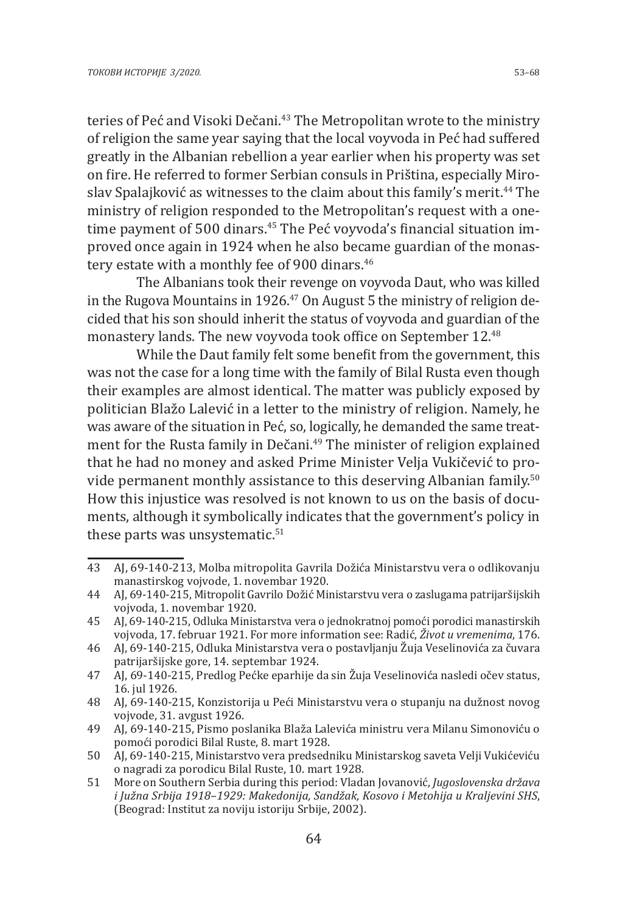teries of Peć and Visoki Dečani.[43] The Metropolitan wrote to the ministry of religion the same year saying that the local voyvoda in Peć had suffered greatly in the Albanian rebellion a year earlier when his property was set on fire. He referred to former Serbian consuls in Priština, especially Miroslav Spalajković as witnesses to the claim about this family's merit.[44] The ministry of religion responded to the Metropolitan's request with a one-time payment of 500 dinars.[45] The Peć voyvoda's financial situation improved once again in 1924 when he also became guardian of the monastery estate with a monthly fee of 900 dinars.[46]

The Albanians took their revenge on voyvoda Daut, who was killed in the Rugova Mountains in 1926.[47] On August 5 the ministry of religion decided that his son should inherit the status of voyvoda and guardian of the monastery lands. The new voyvoda took office on September 12.[48]

While the Daut family felt some benefit from the government, this was not the case for a long time with the family of Bilal Rusta even though their examples are almost identical. The matter was publicly exposed by politician Blažo Lalević in a letter to the ministry of religion. Namely, he was aware of the situation in Peć, so, logically, he demanded the same treatment for the Rusta family in Dečani.[49] The minister of religion explained that he had no money and asked Prime Minister Velja Vukičević to provide permanent monthly assistance to this deserving Albanian family.[50] How this injustice was resolved is not known to us on the basis of documents, although it symbolically indicates that the government's policy in these parts was unsystematic.[51]

---

43 AJ, 69-140-213, Molba mitropolita Gavrila Dožića Ministarstvu vera o odlikovanju manastirskog vojvode, 1. novembar 1920.

44 AJ, 69-140-215, Mitropolit Gavrilo Dožić Ministarstvu vera o zaslugama patrijaršijskih vojvoda, 1. novembar 1920.

45 AJ, 69-140-215, Odluka Ministarstva vera o jednokratnoj pomoći porodici manastirskih vojvoda, 17. februar 1921. For more information see: Radić, *Život u vremenima*, 176.

46 AJ, 69-140-215, Odluka Ministarstva vera o postavljanju Žuja Veselinovića za čuvara patrijaršijske gore, 14. septembar 1924.

47 AJ, 69-140-215, Predlog Pećke eparhije da sin Žuja Veselinovića nasledi očev status, 16. jul 1926.

48 AJ, 69-140-215, Konzistorija u Peći Ministarstvu vera o stupanju na dužnost novog vojvode, 31. avgust 1926.

49 AJ, 69-140-215, Pismo poslanika Blaža Lalevića ministru vera Milanu Simonoviću o pomoći porodici Bilal Ruste, 8. mart 1928.

50 AJ, 69-140-215, Ministarstvo vera predsedniku Ministarskog saveta Velji Vukićeviću o nagradi za porodicu Bilal Ruste, 10. mart 1928.

51 More on Southern Serbia during this period: Vladan Jovanović, *Jugoslovenska država i Južna Srbija 1918–1929: Makedonija, Sandžak, Kosovo i Metohija u Kraljevini SHS*, (Beograd: Institut za noviju istoriju Srbije, 2002).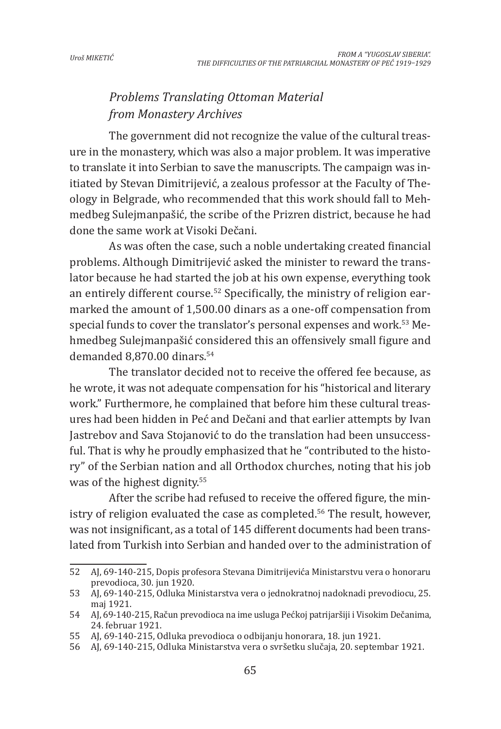## *Problems Translating Ottoman Material from Monastery Archives*

The government did not recognize the value of the cultural treasure in the monastery, which was also a major problem. It was imperative to translate it into Serbian to save the manuscripts. The campaign was initiated by Stevan Dimitrijević, a zealous professor at the Faculty of Theology in Belgrade, who recommended that this work should fall to Mehmedbeg Sulejmanpašić, the scribe of the Prizren district, because he had done the same work at Visoki Dečani.

As was often the case, such a noble undertaking created financial problems. Although Dimitrijević asked the minister to reward the translator because he had started the job at his own expense, everything took an entirely different course.[52] Specifically, the ministry of religion earmarked the amount of 1,500.00 dinars as a one-off compensation from special funds to cover the translator's personal expenses and work.[53] Mehmedbeg Sulejmanpašić considered this an offensively small figure and demanded 8,870.00 dinars.[54]

The translator decided not to receive the offered fee because, as he wrote, it was not adequate compensation for his "historical and literary work." Furthermore, he complained that before him these cultural treasures had been hidden in Peć and Dečani and that earlier attempts by Ivan Jastrebov and Sava Stojanović to do the translation had been unsuccessful. That is why he proudly emphasized that he "contributed to the history" of the Serbian nation and all Orthodox churches, noting that his job was of the highest dignity.[55]

After the scribe had refused to receive the offered figure, the ministry of religion evaluated the case as completed.[56] The result, however, was not insignificant, as a total of 145 different documents had been translated from Turkish into Serbian and handed over to the administration of

---

52 AJ, 69-140-215, Dopis profesora Stevana Dimitrijevića Ministarstvu vera o honoraru prevodioca, 30. jun 1920.

53 AJ, 69-140-215, Odluka Ministarstva vera o jednokratnoj nadoknadi prevodiocu, 25. maj 1921.

54 AJ, 69-140-215, Račun prevodioca na ime usluga Pećkoj patrijaršiji i Visokim Dečanima, 24. februar 1921.

55 AJ, 69-140-215, Odluka prevodioca o odbijanju honorara, 18. jun 1921.

56 AJ, 69-140-215, Odluka Ministarstva vera o svršetku slučaja, 20. septembar 1921.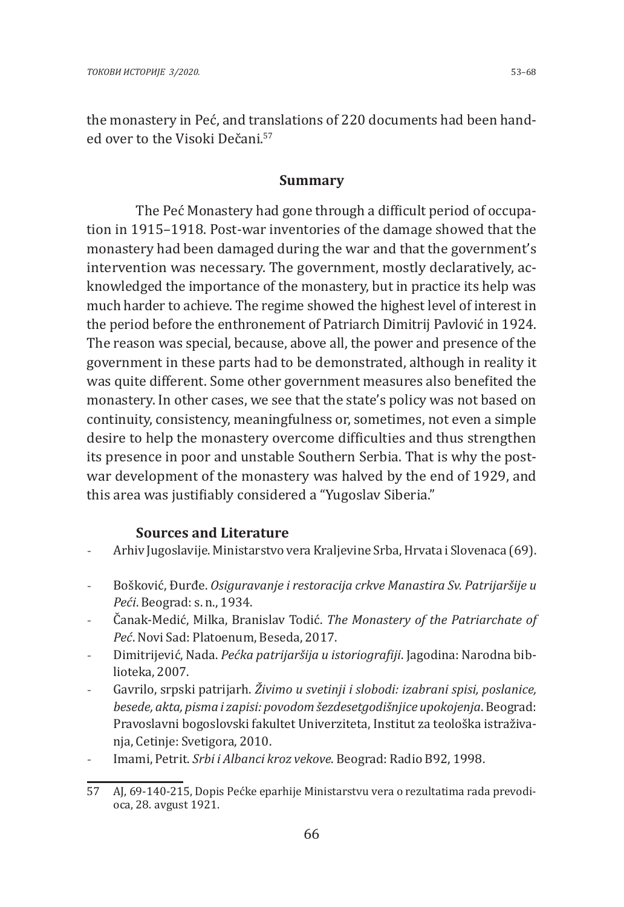the monastery in Peć, and translations of 220 documents had been handed over to the Visoki Dečani.[57]

## Summary

The Peć Monastery had gone through a difficult period of occupation in 1915–1918. Post-war inventories of the damage showed that the monastery had been damaged during the war and that the government's intervention was necessary. The government, mostly declaratively, acknowledged the importance of the monastery, but in practice its help was much harder to achieve. The regime showed the highest level of interest in the period before the enthronement of Patriarch Dimitrij Pavlović in 1924. The reason was special, because, above all, the power and presence of the government in these parts had to be demonstrated, although in reality it was quite different. Some other government measures also benefited the monastery. In other cases, we see that the state's policy was not based on continuity, consistency, meaningfulness or, sometimes, not even a simple desire to help the monastery overcome difficulties and thus strengthen its presence in poor and unstable Southern Serbia. That is why the post-war development of the monastery was halved by the end of 1929, and this area was justifiably considered a "Yugoslav Siberia."

### Sources and Literature

- Arhiv Jugoslavije. Ministarstvo vera Kraljevine Srba, Hrvata i Slovenaca (69).
- Bošković, Đurđe. *Osiguravanje i restoracija crkve Manastira Sv. Patrijaršije u Peći*. Beograd: s. n., 1934.
- Čanak-Medić, Milka, Branislav Todić. *The Monastery of the Patriarchate of Peć*. Novi Sad: Platoenum, Beseda, 2017.
- Dimitrijević, Nada. *Pećka patrijaršija u istoriografiji*. Jagodina: Narodna biblioteka, 2007.
- Gavrilo, srpski patrijarh. *Živimo u svetinji i slobodi: izabrani spisi, poslanice, besede, akta, pisma i zapisi: povodom šezdesetgodišnjice upokojenja*. Beograd: Pravoslavni bogoslovski fakultet Univerziteta, Institut za teološka istraživanja, Cetinje: Svetigora, 2010.
- Imami, Petrit. *Srbi i Albanci kroz vekove*. Beograd: Radio B92, 1998.

57 AJ, 69-140-215, Dopis Pećke eparhije Ministarstvu vera o rezultatima rada prevodioca, 28. avgust 1921.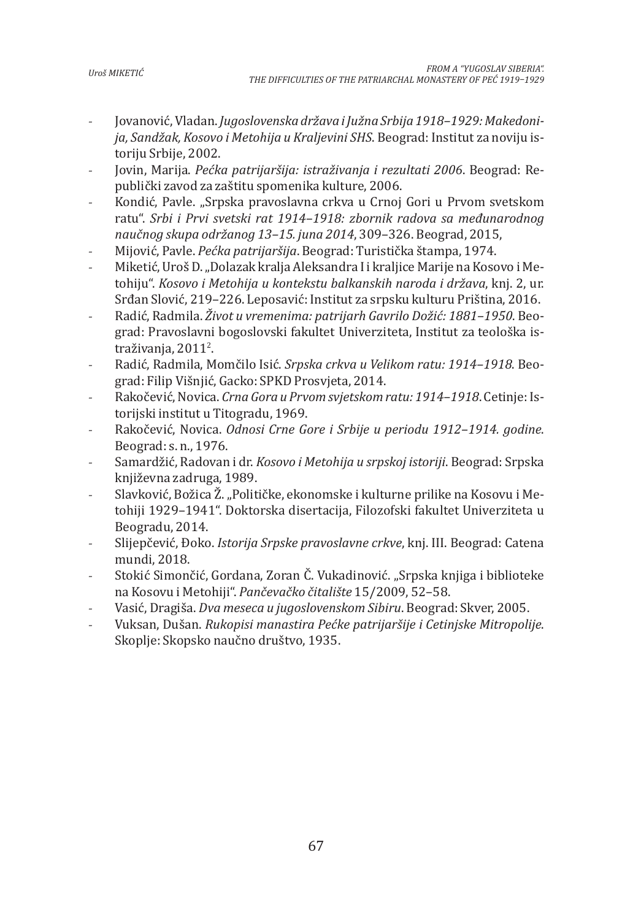- Jovanović, Vladan. *Jugoslovenska država i Južna Srbija 1918–1929: Makedonija, Sandžak, Kosovo i Metohija u Kraljevini SHS*. Beograd: Institut za noviju istoriju Srbije, 2002.
- Jovin, Marija. *Pećka patrijaršija: istraživanja i rezultati 2006*. Beograd: Republički zavod za zaštitu spomenika kulture, 2006.
- Kondić, Pavle. „Srpska pravoslavna crkva u Crnoj Gori u Prvom svetskom ratu". *Srbi i Prvi svetski rat 1914–1918: zbornik radova sa međunarodnog naučnog skupa održanog 13–15. juna 2014*, 309–326. Beograd, 2015,
- Mijović, Pavle. *Pećka patrijaršija*. Beograd: Turistička štampa, 1974.
- Miketić, Uroš D. „Dolazak kralja Aleksandra I i kraljice Marije na Kosovo i Metohiju". *Kosovo i Metohija u kontekstu balkanskih naroda i država*, knj. 2, ur. Srđan Slović, 219–226. Leposavić: Institut za srpsku kulturu Priština, 2016.
- Radić, Radmila. *Život u vremenima: patrijarh Gavrilo Dožić: 1881–1950*. Beograd: Pravoslavni bogoslovski fakultet Univerziteta, Institut za teološka istraživanja, 2011[2].
- Radić, Radmila, Momčilo Isić. *Srpska crkva u Velikom ratu: 1914–1918*. Beograd: Filip Višnjić, Gacko: SPKD Prosvjeta, 2014.
- Rakočević, Novica. *Crna Gora u Prvom svjetskom ratu: 1914–1918*. Cetinje: Istorijski institut u Titogradu, 1969.
- Rakočević, Novica. *Odnosi Crne Gore i Srbije u periodu 1912–1914. godine*. Beograd: s. n., 1976.
- Samardžić, Radovan i dr. *Kosovo i Metohija u srpskoj istoriji*. Beograd: Srpska književna zadruga, 1989.
- Slavković, Božica Ž. „Političke, ekonomske i kulturne prilike na Kosovu i Metohiji 1929–1941". Doktorska disertacija, Filozofski fakultet Univerziteta u Beogradu, 2014.
- Slijepčević, Đoko. *Istorija Srpske pravoslavne crkve*, knj. III. Beograd: Catena mundi, 2018.
- Stokić Simončić, Gordana, Zoran Č. Vukadinović. „Srpska knjiga i biblioteke na Kosovu i Metohiji". *Pančevačko čitalište* 15/2009, 52–58.
- Vasić, Dragiša. *Dva meseca u jugoslovenskom Sibiru*. Beograd: Skver, 2005.
- Vuksan, Dušan. *Rukopisi manastira Pećke patrijaršije i Cetinjske Mitropolije*. Skoplje: Skopsko naučno društvo, 1935.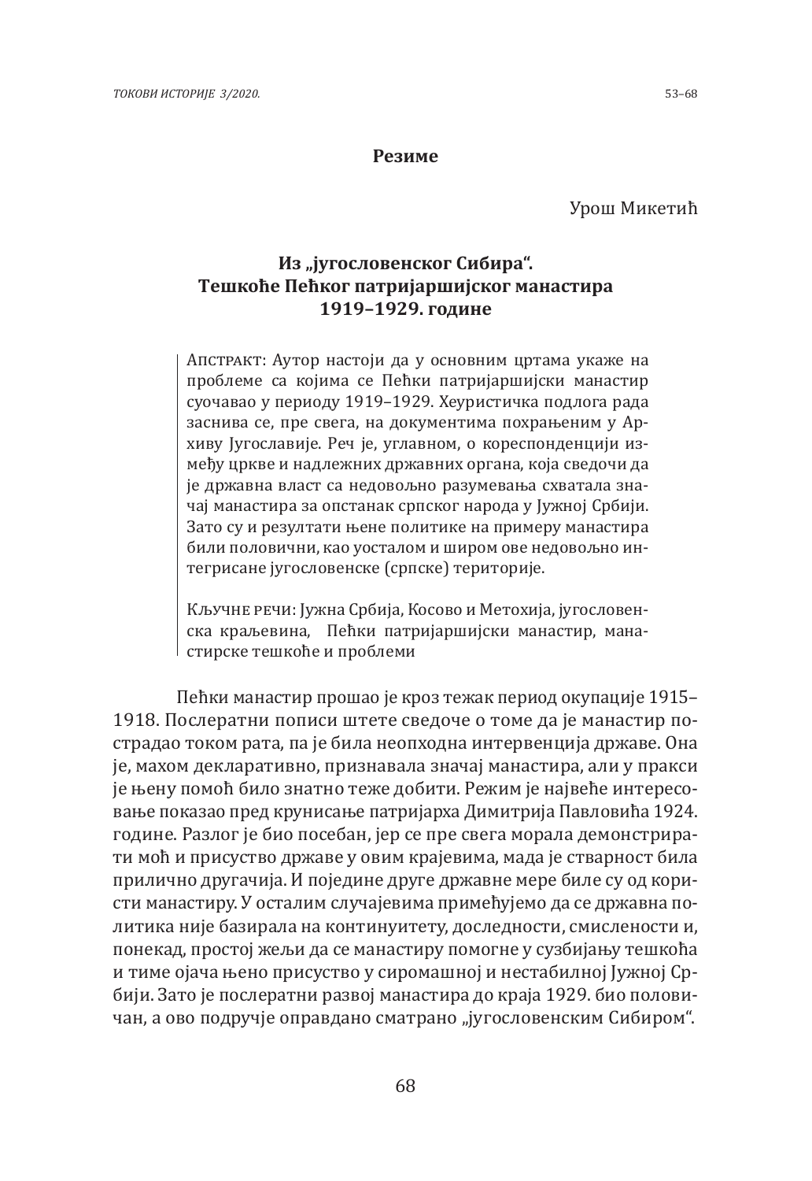## Резиме

Урош Микетић

### Из „југословенског Сибира“. Тешкоће Пећког патријаршијског манастира 1919–1929. године

Апстракт: Аутор настоји да у основним цртама укаже на проблеме са којима се Пећки патријаршијски манастир суочавао у периоду 1919–1929. Хеуристичка подлога рада заснива се, пре свега, на документима похрањеним у Архиву Југославије. Реч је, углавном, о кореспонденцији између цркве и надлежних државних органа, која сведочи да је државна власт са недовољно разумевања схватала значај манастира за опстанак српског народа у Јужној Србији. Зато су и резултати њене политике на примеру манастира били половични, као уосталом и широм ове недовољно интегрисане југословенске (српске) територије.

Кључне речи: Јужна Србија, Косово и Метохија, југословенска краљевина, Пећки патријаршијски манастир, манастирске тешкоће и проблеми

Пећки манастир прошао је кроз тежак период окупације 1915–1918. Послератни пописи штете сведоче о томе да је манастир пострадао током рата, па је била неопходна интервенција државе. Она је, махом декларативно, признавала значај манастира, али у пракси је њену помоћ било знатно теже добити. Режим је највеће интересовање показао пред крунисање патријарха Димитрија Павловића 1924. године. Разлог је био посебан, јер се пре свега морала демонстрирати моћ и присуство државе у овим крајевима, мада је стварност била прилично другачија. И поједине друге државне мере биле су од користи манастиру. У осталим случајевима примећујемо да се државна политика није базирала на континуитету, доследности, смислености и, понекад, простој жељи да се манастиру помогне у сузбијању тешкоћа и тиме ојача њено присуство у сиромашној и нестабилној Јужној Србији. Зато је послератни развој манастира до краја 1929. био половичан, а ово подручје оправдано сматрано „југословенским Сибиром“.